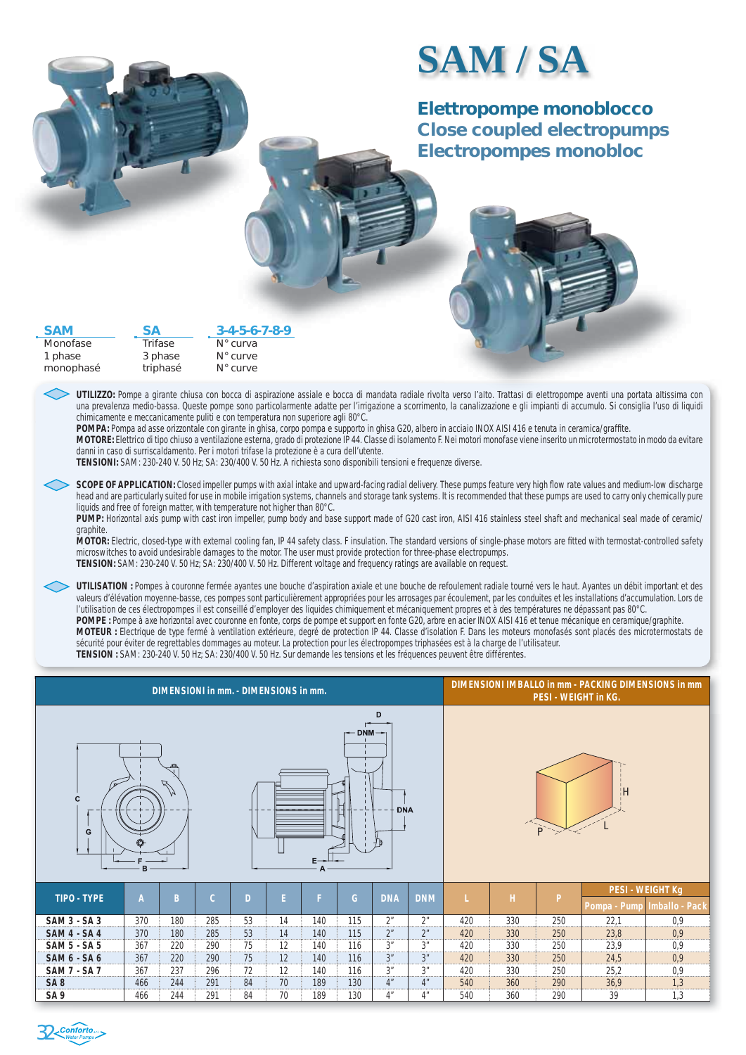# SAM / SA

## Elettropompe monoblocco
## Close coupled electropumps
## Electropompes monobloc

| SAM | SA | 3-4-5-6-7-8-9 |
|---|---|---|
| Monofase | Trifase | N° curva |
| 1 phase | 3 phase | N° curve |
| monophasé | triphasé | N° curve |

**UTILIZZO:** Pompe a girante chiusa con bocca di aspirazione assiale e bocca di mandata radiale rivolta verso l'alto. Trattasi di elettropompe aventi una portata altissima con una prevalenza medio-bassa. Queste pompe sono particolarmente adatte per l'irrigazione a scorrimento, la canalizzazione e gli impianti di accumulo. Si consiglia l'uso di liquidi chimicamente e meccanicamente puliti e con temperatura non superiore agli 80°C.
**POMPA:** Pompa ad asse orizzontale con girante in ghisa, corpo pompa e supporto in ghisa G20, albero in acciaio INOX AISI 416 e tenuta in ceramica/graffite.
**MOTORE:** Elettrico di tipo chiuso a ventilazione esterna, grado di protezione IP 44. Classe di isolamento F. Nei motori monofase viene inserito un microtermostato in modo da evitare danni in caso di surriscaldamento. Per i motori trifase la protezione è a cura dell'utente.
**TENSIONI:** SAM: 230-240 V. 50 Hz; SA: 230/400 V. 50 Hz. A richiesta sono disponibili tensioni e frequenze diverse.

**SCOPE OF APPLICATION:** Closed impeller pumps with axial intake and upward-facing radial delivery. These pumps feature very high flow rate values and medium-low discharge head and are particularly suited for use in mobile irrigation systems, channels and storage tank systems. It is recommended that these pumps are used to carry only chemically pure liquids and free of foreign matter, with temperature not higher than 80°C.
**PUMP:** Horizontal axis pump with cast iron impeller, pump body and base support made of G20 cast iron, AISI 416 stainless steel shaft and mechanical seal made of ceramic/graphite.
**MOTOR:** Electric, closed-type with external cooling fan, IP 44 safety class. F insulation. The standard versions of single-phase motors are fitted with termostat-controlled safety microswitches to avoid undesirable damages to the motor. The user must provide protection for three-phase electropumps.
**TENSION:** SAM: 230-240 V. 50 Hz; SA: 230/400 V. 50 Hz. Different voltage and frequency ratings are available on request.

**UTILISATION :** Pompes à couronne fermée ayantes une bouche d'aspiration axiale et une bouche de refoulement radiale tourné vers le haut. Ayantes un débit important et des valeurs d'élévation moyenne-basses, ces pompes sont particulièrement appropriées pour les arrosages par écoulement, par les conduites et les installations d'accumulation. Lors de l'utilisation de ces électropompes il est conseillé d'employer des liquides chimiquement et mécaniquement propres et à des températures ne dépassant pas 80°C.
**POMPE :** Pompe à axe horizontal avec couronne en fonte, corps de pompe et support en fonte G20, arbre en acier INOX AISI 416 et tenue mécanique en ceramique/graphite.
**MOTEUR :** Electrique de type fermé à ventilation extérieure, degré de protection IP 44. Classe d'isolation F. Dans les moteurs monofasés sont placés des microtermostats de sécurité pour éviter de regrettables dommages au moteur. La protection pour les électropompes triphasées est à la charge de l'utilisateur.
**TENSION :** SAM: 230-240 V. 50 Hz; SA: 230/400 V. 50 Hz. Sur demande les tensions et les fréquences peuvent être différentes.

**DIMENSIONI in mm. - DIMENSIONS in mm.**

**DIMENSIONI IMBALLO in mm - PACKING DIMENSIONS in mm**
**PESI - WEIGHT in KG.**

| TIPO - TYPE | A | B | C | D | E | F | G | DNA | DNM | L | H | P | PESI - WEIGHT Kg | |
|---|---|---|---|---|---|---|---|---|---|---|---|---|---|---|
| | | | | | | | | | | | | | Pompa - Pump | Imballo - Pack |
| SAM 3 - SA 3 | 370 | 180 | 285 | 53 | 14 | 140 | 115 | 2" | 2" | 420 | 330 | 250 | 22,1 | 0,9 |
| SAM 4 - SA 4 | 370 | 180 | 285 | 53 | 14 | 140 | 115 | 2" | 2" | 420 | 330 | 250 | 23,8 | 0,9 |
| SAM 5 - SA 5 | 367 | 220 | 290 | 75 | 12 | 140 | 116 | 3" | 3" | 420 | 330 | 250 | 23,9 | 0,9 |
| SAM 6 - SA 6 | 367 | 220 | 290 | 75 | 12 | 140 | 116 | 3" | 3" | 420 | 330 | 250 | 24,5 | 0,9 |
| SAM 7 - SA 7 | 367 | 237 | 296 | 72 | 12 | 140 | 116 | 3" | 3" | 420 | 330 | 250 | 25,2 | 0,9 |
| SA 8 | 466 | 244 | 291 | 84 | 70 | 189 | 130 | 4" | 4" | 540 | 360 | 290 | 36,9 | 1,3 |
| SA 9 | 466 | 244 | 291 | 84 | 70 | 189 | 130 | 4" | 4" | 540 | 360 | 290 | 39 | 1,3 |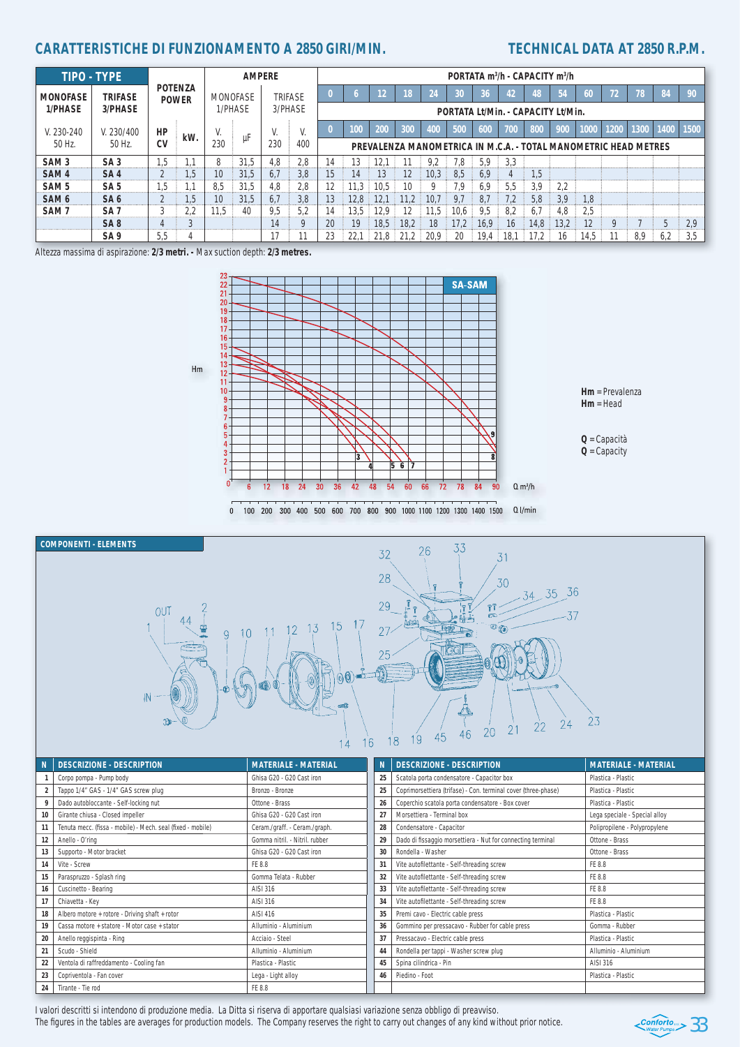## CARATTERISTICHE DI FUNZIONAMENTO A 2850 GIRI/MIN.

## TECHNICAL DATA AT 2850 R.P.M.

| TIPO - TYPE | | POTENZA POWER | | AMPERE | | | | PORTATA m³/h - CAPACITY m³/h | | | | | | | | | | | | | | |
|---|---|---|---|---|---|---|---|---|---|---|---|---|---|---|---|---|---|---|---|---|---|---|
| MONOFASE 1/PHASE | TRIFASE 3/PHASE | | | MONOFASE 1/PHASE | | TRIFASE 3/PHASE | | 0 | 6 | 12 | 18 | 24 | 30 | 36 | 42 | 48 | 54 | 60 | 72 | 78 | 84 | 90 |
| | | | | | | | | PORTATA Lt/Min. - CAPACITY Lt/Min. | | | | | | | | | | | | | | |
| V. 230-240 50 Hz. | V. 230/400 50 Hz. | HP CV | kW. | V. 230 | µF | V. 230 | V. 400 | 0 | 100 | 200 | 300 | 400 | 500 | 600 | 700 | 800 | 900 | 1000 | 1200 | 1300 | 1400 | 1500 |
| | | | | | | | | PREVALENZA MANOMETRICA IN M.C.A. - TOTAL MANOMETRIC HEAD METRES | | | | | | | | | | | | | | |
| SAM 3 | SA 3 | 1,5 | 1,1 | 8 | 31,5 | 4,8 | 2,8 | 14 | 13 | 12,1 | 11 | 9,2 | 7,8 | 5,9 | 3,3 | | | | | | | |
| SAM 4 | SA 4 | 2 | 1,5 | 10 | 31,5 | 6,7 | 3,8 | 15 | 14 | 13 | 12 | 10,3 | 8,5 | 6,9 | 4 | 1,5 | | | | | | |
| SAM 5 | SA 5 | 1,5 | 1,1 | 8,5 | 31,5 | 4,8 | 2,8 | 12 | 11,3 | 10,5 | 10 | 9 | 7,9 | 6,9 | 5,5 | 3,9 | 2,2 | | | | | |
| SAM 6 | SA 6 | 2 | 1,5 | 10 | 31,5 | 6,7 | 3,8 | 13 | 12,8 | 12,1 | 11,2 | 10,7 | 9,7 | 8,7 | 7,2 | 5,8 | 3,9 | 1,8 | | | | |
| SAM 7 | SA 7 | 3 | 2,2 | 11,5 | 40 | 9,5 | 5,2 | 14 | 13,5 | 12,9 | 12 | 11,5 | 10,6 | 9,5 | 8,2 | 6,7 | 4,8 | 2,5 | | | | |
| | SA 8 | 4 | 3 | | | 14 | 9 | 20 | 19 | 18,5 | 18,2 | 18 | 17,2 | 16,9 | 16 | 14,8 | 13,2 | 12 | 9 | 7 | 5 | 2,9 |
| | SA 9 | 5,5 | 4 | | | 17 | 11 | 23 | 22,1 | 21,8 | 21,2 | 20,9 | 20 | 19,4 | 18,1 | 17,2 | 16 | 14,5 | 11 | 8,9 | 6,2 | 3,5 |

Altezza massima di aspirazione: **2/3 metri. -** Max suction depth: **2/3 metres.**

SA-SAM

Hm

Q m³/h: 0 6 12 18 24 30 36 42 48 54 60 66 72 78 84 90

Q l/min: 0 100 200 300 400 500 600 700 800 900 1000 1100 1200 1300 1400 1500

**Hm** = Prevalenza
**Hm** = Head

**Q** = Capacità
**Q** = Capacity

### COMPONENTI - ELEMENTS

| N | DESCRIZIONE - DESCRIPTION | MATERIALE - MATERIAL | N | DESCRIZIONE - DESCRIPTION | MATERIALE - MATERIAL |
|---|---|---|---|---|---|
| 1 | Corpo pompa - Pump body | Ghisa G20 - G20 Cast iron | 25 | Scatola porta condensatore - Capacitor box | Plastica - Plastic |
| 2 | Tappo 1/4" GAS - 1/4" GAS screw plug | Bronzo - Bronze | 25 | Coprimorsettiera (trifase) - Con. terminal cover (three-phase) | Plastica - Plastic |
| 9 | Dado autobloccante - Self-locking nut | Ottone - Brass | 26 | Coperchio scatola porta condensatore - Box cover | Plastica - Plastic |
| 10 | Girante chiusa - Closed impeller | Ghisa G20 - G20 Cast iron | 27 | Morsettiera - Terminal box | Lega speciale - Special alloy |
| 11 | Tenuta mecc. (fissa - mobile) - Mech. seal (fixed - mobile) | Ceram./graff. - Ceram./graph. | 28 | Condensatore - Capacitor | Polipropilene - Polypropylene |
| 12 | Anello - O'ring | Gomma nitril. - Nitril. rubber | 29 | Dado di fissaggio morsettiera - Nut for connecting terminal | Ottone - Brass |
| 13 | Supporto - Motor bracket | Ghisa G20 - G20 Cast iron | 30 | Rondella - Washer | Ottone - Brass |
| 14 | Vite - Screw | FE 8.8 | 31 | Vite autofilettante - Self-threading screw | FE 8.8 |
| 15 | Paraspruzzo - Splash ring | Gomma Telata - Rubber | 32 | Vite autofilettante - Self-threading screw | FE 8.8 |
| 16 | Cuscinetto - Bearing | AISI 316 | 33 | Vite autofilettante - Self-threading screw | FE 8.8 |
| 17 | Chiavetta - Key | AISI 316 | 34 | Vite autofilettante - Self-threading screw | FE 8.8 |
| 18 | Albero motore + rotore - Driving shaft + rotor | AISI 416 | 35 | Premi cavo - Electric cable press | Plastica - Plastic |
| 19 | Cassa motore + statore - Motor case + stator | Alluminio - Aluminium | 36 | Gommino per pressacavo - Rubber for cable press | Gomma - Rubber |
| 20 | Anello reggispinta - Ring | Acciaio - Steel | 37 | Pressacavo - Electric cable press | Plastica - Plastic |
| 21 | Scudo - Shield | Alluminio - Aluminium | 44 | Rondella per tappi - Washer screw plug | Alluminio - Aluminium |
| 22 | Ventola di raffreddamento - Cooling fan | Plastica - Plastic | 45 | Spina cilindrica - Pin | AISI 316 |
| 23 | Copriventola - Fan cover | Lega - Light alloy | 46 | Piedino - Foot | Plastica - Plastic |
| 24 | Tirante - Tie rod | FE 8.8 | | | |

I valori descritti si intendono di produzione media. La Ditta si riserva di apportare qualsiasi variazione senza obbligo di preavviso.
The figures in the tables are averages for production models. The Company reserves the right to carry out changes of any kind without prior notice.